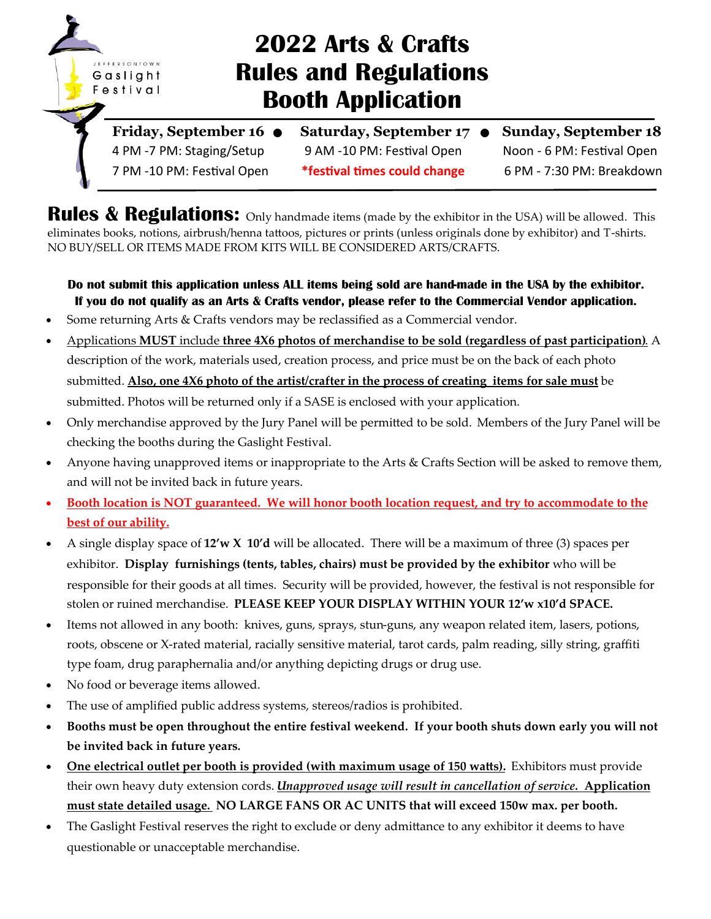JEFFERSONTOWN Gaslight Festival

# 2022 Arts & Crafts Rules and Regulations Booth Application

| Friday, September 16 | Saturday, September 17 | Sunday, September 18 |
| --- | --- | --- |
| 4 PM -7 PM: Staging/Setup | 9 AM -10 PM: Festival Open | Noon - 6 PM: Festival Open |
| 7 PM -10 PM: Festival Open | *festival times could change | 6 PM - 7:30 PM: Breakdown |

**Rules & Regulations:** Only handmade items (made by the exhibitor in the USA) will be allowed. This eliminates books, notions, airbrush/henna tattoos, pictures or prints (unless originals done by exhibitor) and T-shirts. NO BUY/SELL OR ITEMS MADE FROM KITS WILL BE CONSIDERED ARTS/CRAFTS.

**Do not submit this application unless ALL items being sold are hand-made in the USA by the exhibitor. If you do not qualify as an Arts & Crafts vendor, please refer to the Commercial Vendor application.**

- Some returning Arts & Crafts vendors may be reclassified as a Commercial vendor.
- Applications **MUST** include **three 4X6 photos of merchandise to be sold (regardless of past participation)**. A description of the work, materials used, creation process, and price must be on the back of each photo submitted. **Also, one 4X6 photo of the artist/crafter in the process of creating items for sale must** be submitted. Photos will be returned only if a SASE is enclosed with your application.
- Only merchandise approved by the Jury Panel will be permitted to be sold. Members of the Jury Panel will be checking the booths during the Gaslight Festival.
- Anyone having unapproved items or inappropriate to the Arts & Crafts Section will be asked to remove them, and will not be invited back in future years.
- **Booth location is NOT guaranteed. We will honor booth location request, and try to accommodate to the best of our ability.**
- A single display space of **12'w X 10'd** will be allocated. There will be a maximum of three (3) spaces per exhibitor. **Display furnishings (tents, tables, chairs) must be provided by the exhibitor** who will be responsible for their goods at all times. Security will be provided, however, the festival is not responsible for stolen or ruined merchandise. **PLEASE KEEP YOUR DISPLAY WITHIN YOUR 12'w x10'd SPACE.**
- Items not allowed in any booth: knives, guns, sprays, stun-guns, any weapon related item, lasers, potions, roots, obscene or X-rated material, racially sensitive material, tarot cards, palm reading, silly string, graffiti type foam, drug paraphernalia and/or anything depicting drugs or drug use.
- No food or beverage items allowed.
- The use of amplified public address systems, stereos/radios is prohibited.
- **Booths must be open throughout the entire festival weekend. If your booth shuts down early you will not be invited back in future years.**
- **One electrical outlet per booth is provided (with maximum usage of 150 watts).** Exhibitors must provide their own heavy duty extension cords. ***Unapproved usage will result in cancellation of service.*** **Application must state detailed usage. NO LARGE FANS OR AC UNITS that will exceed 150w max. per booth.**
- The Gaslight Festival reserves the right to exclude or deny admittance to any exhibitor it deems to have questionable or unacceptable merchandise.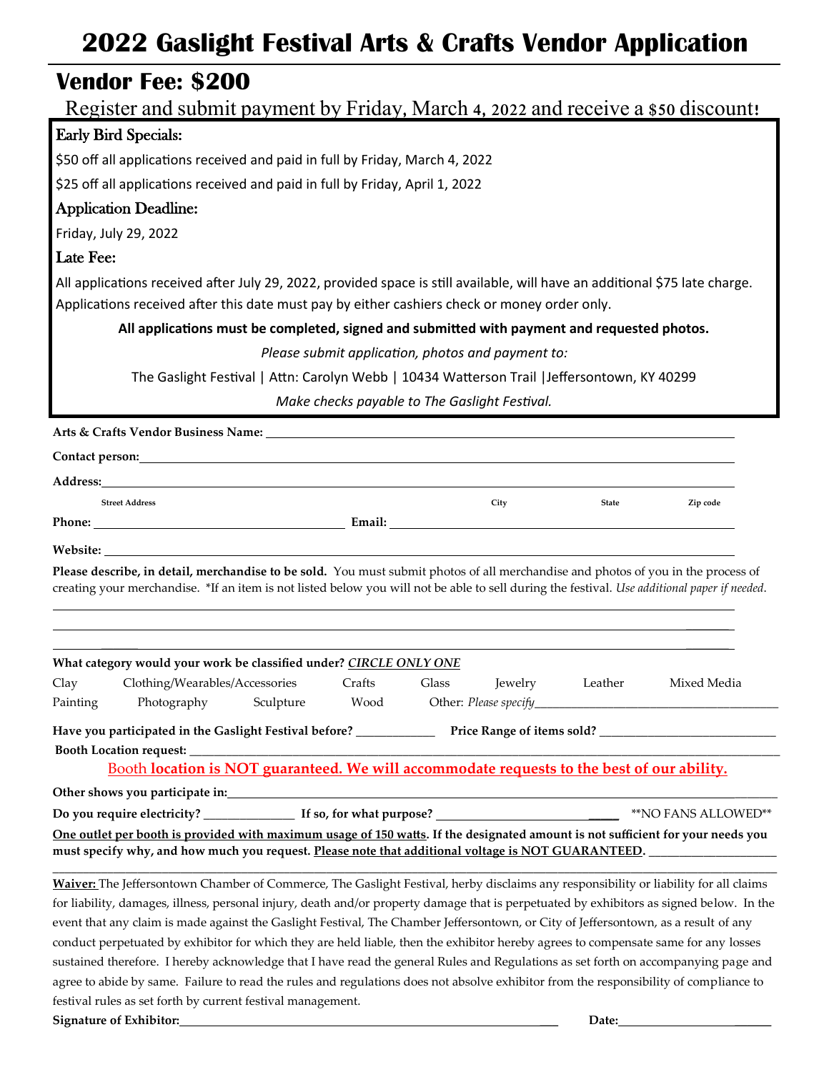# 2022 Gaslight Festival Arts & Crafts Vendor Application

## Vendor Fee: $200

Register and submit payment by Friday, March 4, 2022 and receive a $50 discount!

**Early Bird Specials:**

$50 off all applications received and paid in full by Friday, March 4, 2022

$25 off all applications received and paid in full by Friday, April 1, 2022

**Application Deadline:**

Friday, July 29, 2022

**Late Fee:**

All applications received after July 29, 2022, provided space is still available, will have an additional $75 late charge. Applications received after this date must pay by either cashiers check or money order only.

**All applications must be completed, signed and submitted with payment and requested photos.**

*Please submit application, photos and payment to:*

The Gaslight Festival | Attn: Carolyn Webb | 10434 Watterson Trail |Jeffersontown, KY 40299

*Make checks payable to The Gaslight Festival.*

**Arts & Crafts Vendor Business Name:** ____________________

**Contact person:** ____________________

**Address:** ____________________

Street Address | City | State | Zip code

**Phone:** ____________________ **Email:** ____________________

**Website:** ____________________

**Please describe, in detail, merchandise to be sold.** You must submit photos of all merchandise and photos of you in the process of creating your merchandise. *If an item is not listed below you will not be able to sell during the festival. *Use additional paper if needed*.

____________________

____________________

____________________

**What category would your work be classified under?** ***CIRCLE ONLY ONE***

Clay Clothing/Wearables/Accessories Crafts Glass Jewelry Leather Mixed Media

Painting Photography Sculpture Wood Other: *Please specify*____________________

**Have you participated in the Gaslight Festival before?** ____________ **Price Range of items sold?** ____________

**Booth Location request:** ____________________

Booth **location is NOT guaranteed. We will accommodate requests to the best of our ability.**

**Other shows you participate in:** ____________________

**Do you require electricity?** ____________ **If so, for what purpose?** ____________ **NO FANS ALLOWED**

**One outlet per booth is provided with maximum usage of 150 watts. If the designated amount is not sufficient for your needs you must specify why, and how much you request. Please note that additional voltage is NOT GUARANTEED.** ____________________

____________________

**Waiver:** The Jeffersontown Chamber of Commerce, The Gaslight Festival, herby disclaims any responsibility or liability for all claims for liability, damages, illness, personal injury, death and/or property damage that is perpetuated by exhibitors as signed below. In the event that any claim is made against the Gaslight Festival, The Chamber Jeffersontown, or City of Jeffersontown, as a result of any conduct perpetuated by exhibitor for which they are held liable, then the exhibitor hereby agrees to compensate same for any losses sustained therefore. I hereby acknowledge that I have read the general Rules and Regulations as set forth on accompanying page and agree to abide by same. Failure to read the rules and regulations does not absolve exhibitor from the responsibility of compliance to festival rules as set forth by current festival management.

**Signature of Exhibitor:** ____________________ **Date:** ____________